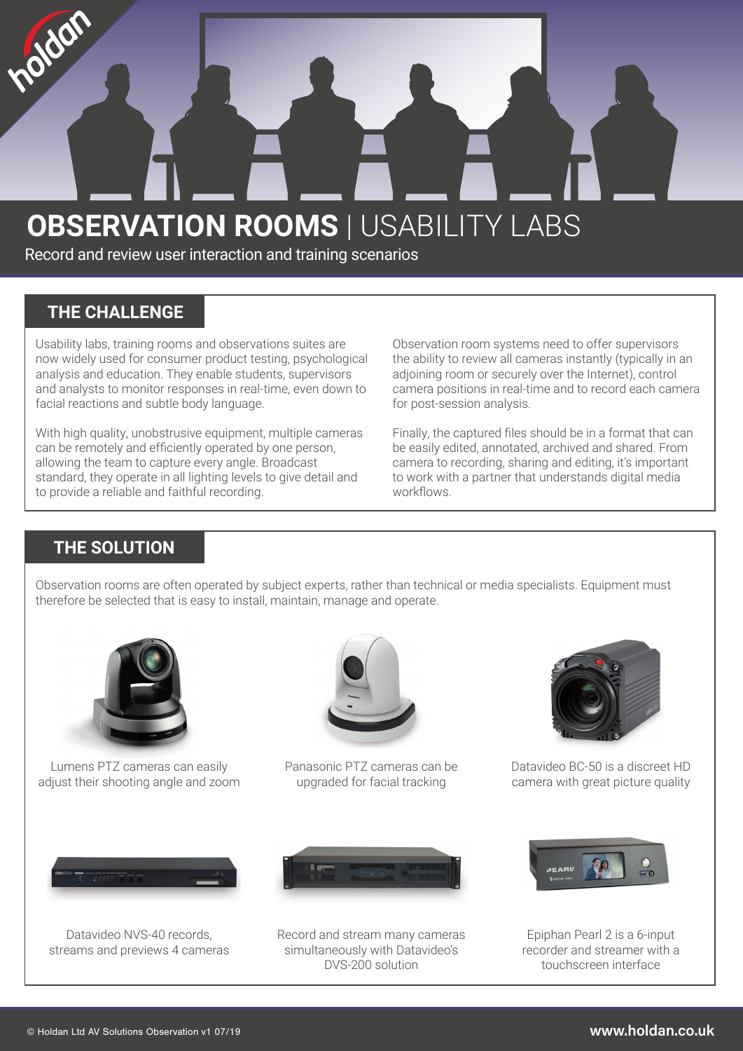# OBSERVATION ROOMS | USABILITY LABS

Record and review user interaction and training scenarios

## THE CHALLENGE

Usability labs, training rooms and observations suites are now widely used for consumer product testing, psychological analysis and education. They enable students, supervisors and analysts to monitor responses in real-time, even down to facial reactions and subtle body language.

With high quality, unobstrusive equipment, multiple cameras can be remotely and efficiently operated by one person, allowing the team to capture every angle. Broadcast standard, they operate in all lighting levels to give detail and to provide a reliable and faithful recording.

Observation room systems need to offer supervisors the ability to review all cameras instantly (typically in an adjoining room or securely over the Internet), control camera positions in real-time and to record each camera for post-session analysis.

Finally, the captured files should be in a format that can be easily edited, annotated, archived and shared. From camera to recording, sharing and editing, it's important to work with a partner that understands digital media workflows.

## THE SOLUTION

Observation rooms are often operated by subject experts, rather than technical or media specialists. Equipment must therefore be selected that is easy to install, maintain, manage and operate.

Lumens PTZ cameras can easily adjust their shooting angle and zoom

Panasonic PTZ cameras can be upgraded for facial tracking

Datavideo BC-50 is a discreet HD camera with great picture quality

Datavideo NVS-40 records, streams and previews 4 cameras

Record and stream many cameras simultaneously with Datavideo's DVS-200 solution

Epiphan Pearl 2 is a 6-input recorder and streamer with a touchscreen interface

© Holdan Ltd AV Solutions Observation v1 07/19

www.holdan.co.uk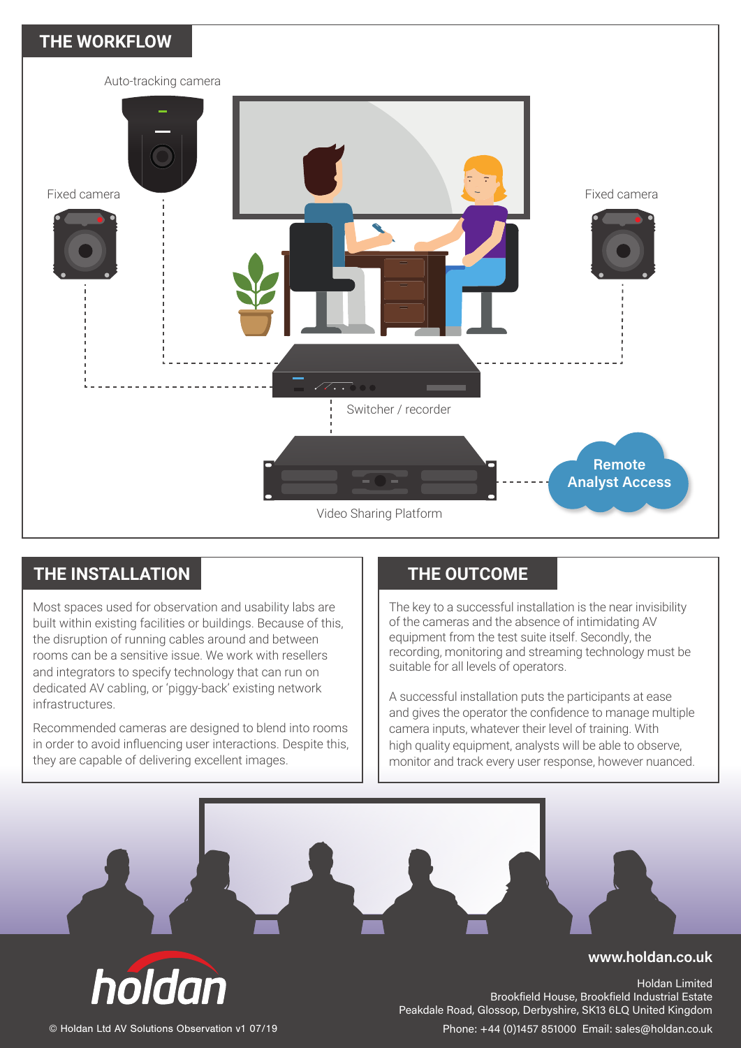## THE WORKFLOW

Auto-tracking camera

Fixed camera

Fixed camera

Switcher / recorder

Video Sharing Platform

Remote Analyst Access

## THE INSTALLATION

Most spaces used for observation and usability labs are built within existing facilities or buildings. Because of this, the disruption of running cables around and between rooms can be a sensitive issue. We work with resellers and integrators to specify technology that can run on dedicated AV cabling, or 'piggy-back' existing network infrastructures.

Recommended cameras are designed to blend into rooms in order to avoid influencing user interactions. Despite this, they are capable of delivering excellent images.

## THE OUTCOME

The key to a successful installation is the near invisibility of the cameras and the absence of intimidating AV equipment from the test suite itself. Secondly, the recording, monitoring and streaming technology must be suitable for all levels of operators.

A successful installation puts the participants at ease and gives the operator the confidence to manage multiple camera inputs, whatever their level of training. With high quality equipment, analysts will be able to observe, monitor and track every user response, however nuanced.

holdan

**www.holdan.co.uk**

Holdan Limited
Brookfield House, Brookfield Industrial Estate
Peakdale Road, Glossop, Derbyshire, SK13 6LQ United Kingdom

Phone: +44 (0)1457 851000 Email: sales@holdan.co.uk

© Holdan Ltd AV Solutions Observation v1 07/19